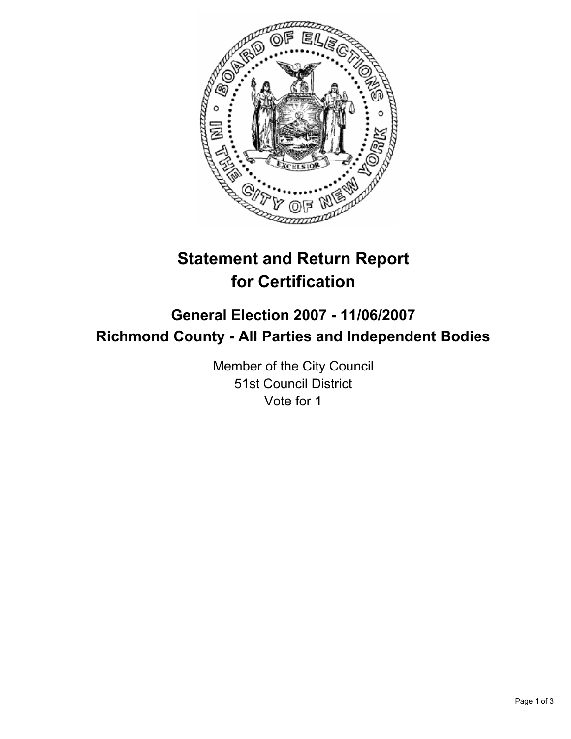# Statement and Return Report for Certification

## General Election 2007 - 11/06/2007
## Richmond County - All Parties and Independent Bodies

Member of the City Council
51st Council District
Vote for 1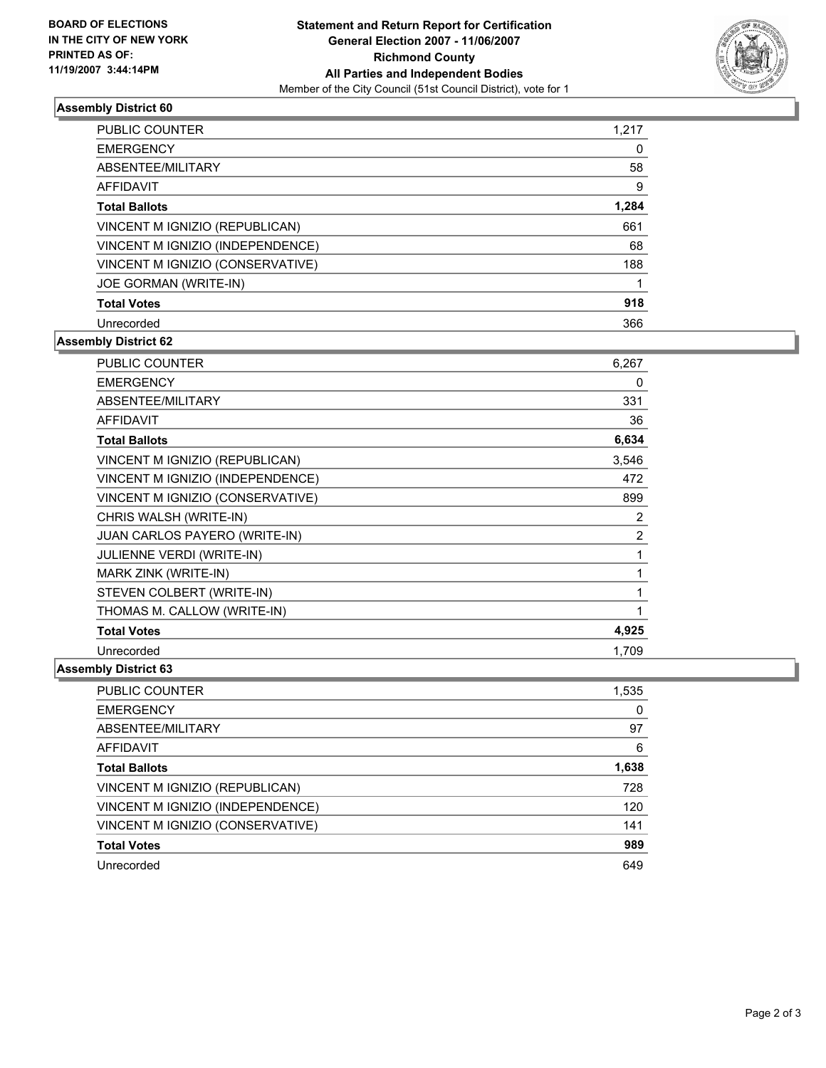**BOARD OF ELECTIONS IN THE CITY OF NEW YORK PRINTED AS OF: 11/19/2007 3:44:14PM**

# Statement and Return Report for Certification
## General Election 2007 - 11/06/2007
## Richmond County
## All Parties and Independent Bodies

Member of the City Council (51st Council District), vote for 1

### Assembly District 60

| | |
|---|---|
| PUBLIC COUNTER | 1,217 |
| EMERGENCY | 0 |
| ABSENTEE/MILITARY | 58 |
| AFFIDAVIT | 9 |
| **Total Ballots** | **1,284** |
| VINCENT M IGNIZIO (REPUBLICAN) | 661 |
| VINCENT M IGNIZIO (INDEPENDENCE) | 68 |
| VINCENT M IGNIZIO (CONSERVATIVE) | 188 |
| JOE GORMAN (WRITE-IN) | 1 |
| **Total Votes** | **918** |
| Unrecorded | 366 |

### Assembly District 62

| | |
|---|---|
| PUBLIC COUNTER | 6,267 |
| EMERGENCY | 0 |
| ABSENTEE/MILITARY | 331 |
| AFFIDAVIT | 36 |
| **Total Ballots** | **6,634** |
| VINCENT M IGNIZIO (REPUBLICAN) | 3,546 |
| VINCENT M IGNIZIO (INDEPENDENCE) | 472 |
| VINCENT M IGNIZIO (CONSERVATIVE) | 899 |
| CHRIS WALSH (WRITE-IN) | 2 |
| JUAN CARLOS PAYERO (WRITE-IN) | 2 |
| JULIENNE VERDI (WRITE-IN) | 1 |
| MARK ZINK (WRITE-IN) | 1 |
| STEVEN COLBERT (WRITE-IN) | 1 |
| THOMAS M. CALLOW (WRITE-IN) | 1 |
| **Total Votes** | **4,925** |
| Unrecorded | 1,709 |

### Assembly District 63

| | |
|---|---|
| PUBLIC COUNTER | 1,535 |
| EMERGENCY | 0 |
| ABSENTEE/MILITARY | 97 |
| AFFIDAVIT | 6 |
| **Total Ballots** | **1,638** |
| VINCENT M IGNIZIO (REPUBLICAN) | 728 |
| VINCENT M IGNIZIO (INDEPENDENCE) | 120 |
| VINCENT M IGNIZIO (CONSERVATIVE) | 141 |
| **Total Votes** | **989** |
| Unrecorded | 649 |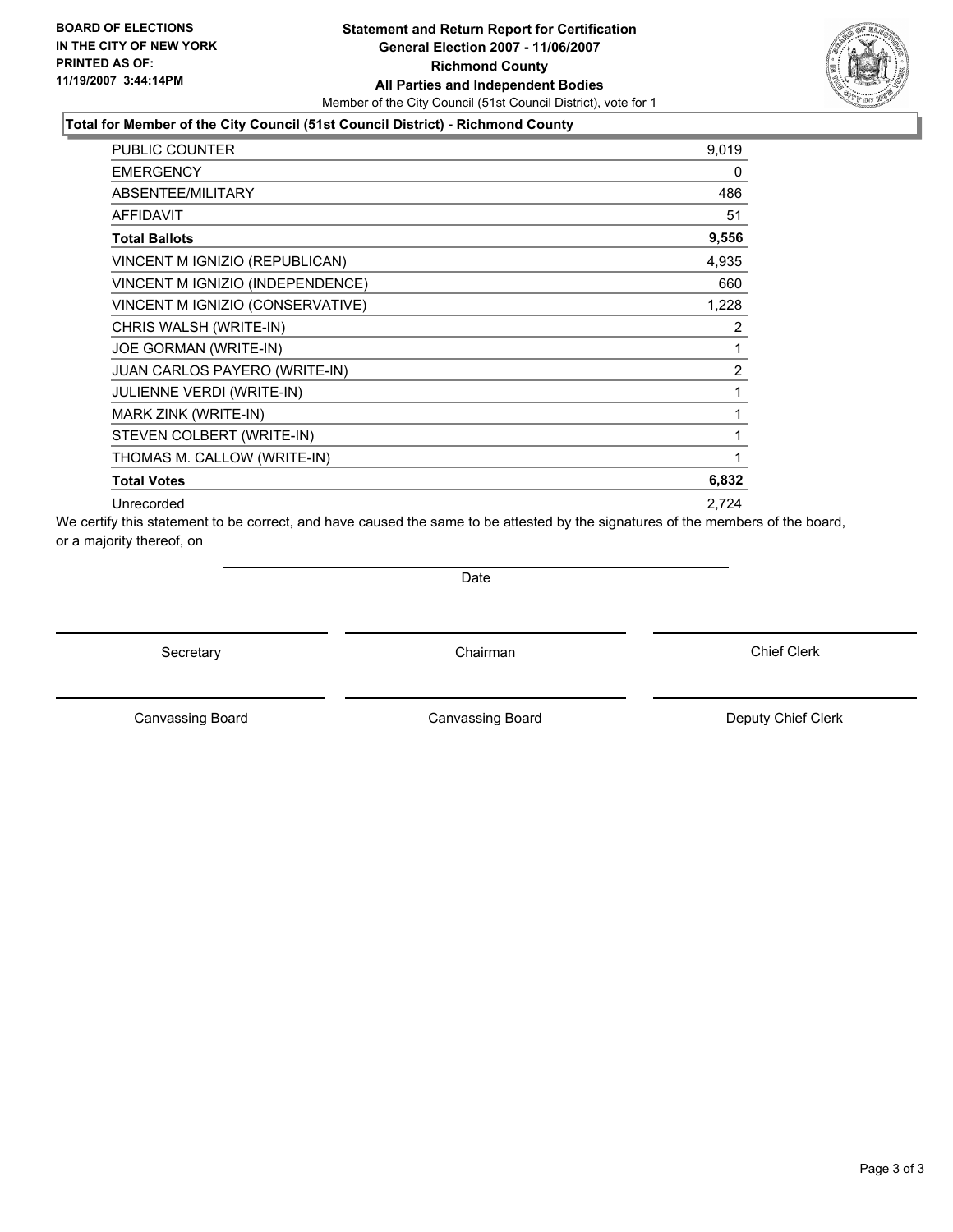**BOARD OF ELECTIONS IN THE CITY OF NEW YORK PRINTED AS OF: 11/19/2007 3:44:14PM**

**Statement and Return Report for Certification**
**General Election 2007 - 11/06/2007**
**Richmond County**
**All Parties and Independent Bodies**
Member of the City Council (51st Council District), vote for 1

**Total for Member of the City Council (51st Council District) - Richmond County**

| | |
|---|---|
| PUBLIC COUNTER | 9,019 |
| EMERGENCY | 0 |
| ABSENTEE/MILITARY | 486 |
| AFFIDAVIT | 51 |
| **Total Ballots** | **9,556** |
| VINCENT M IGNIZIO (REPUBLICAN) | 4,935 |
| VINCENT M IGNIZIO (INDEPENDENCE) | 660 |
| VINCENT M IGNIZIO (CONSERVATIVE) | 1,228 |
| CHRIS WALSH (WRITE-IN) | 2 |
| JOE GORMAN (WRITE-IN) | 1 |
| JUAN CARLOS PAYERO (WRITE-IN) | 2 |
| JULIENNE VERDI (WRITE-IN) | 1 |
| MARK ZINK (WRITE-IN) | 1 |
| STEVEN COLBERT (WRITE-IN) | 1 |
| THOMAS M. CALLOW (WRITE-IN) | 1 |
| **Total Votes** | **6,832** |
| Unrecorded | 2,724 |

We certify this statement to be correct, and have caused the same to be attested by the signatures of the members of the board, or a majority thereof, on

Date

Secretary

Chairman

Chief Clerk

Canvassing Board

Canvassing Board

Deputy Chief Clerk